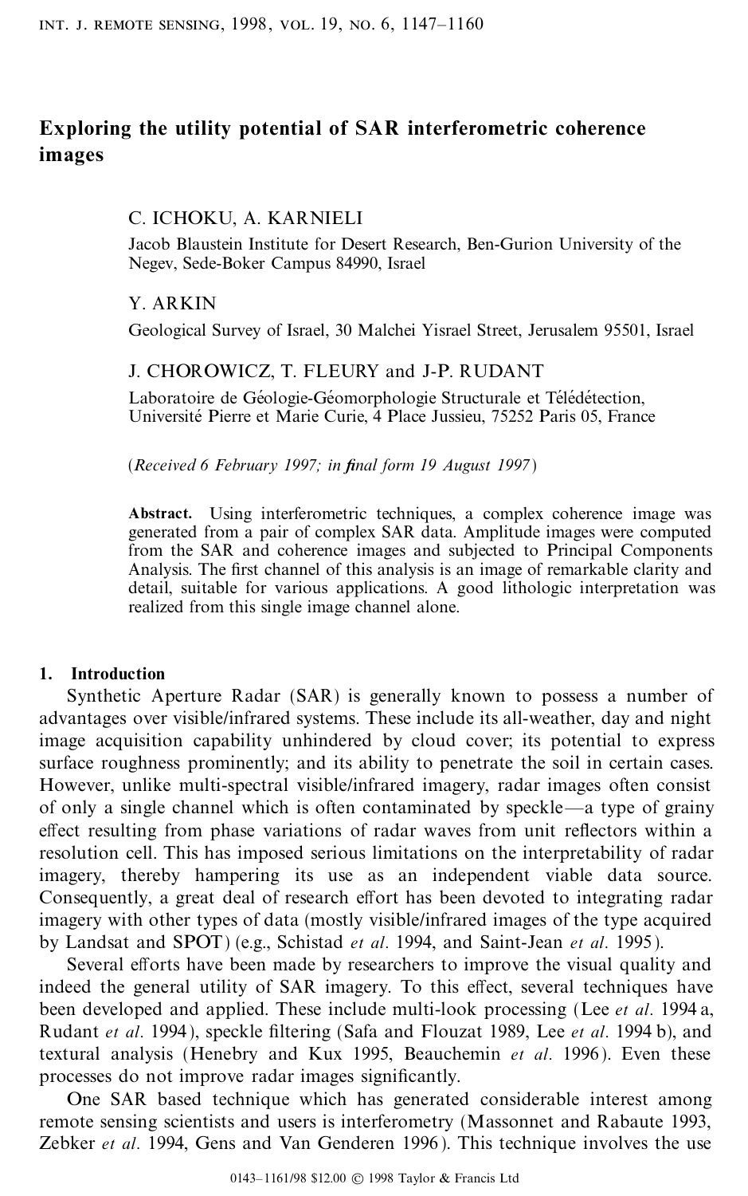# Exploring the utility potential of SAR interferometric coherence images

C. ICHOKU, A. KARNIELI

Jacob Blaustein Institute for Desert Research, Ben-Gurion University of the Negev, Sede-Boker Campus 84990, Israel

Y. ARKIN

Geological Survey of Israel, 30 Malchei Yisrael Street, Jerusalem 95501, Israel

J. CHOROWICZ, T. FLEURY and J-P. RUDANT

Laboratoire de Géologie-Géomorphologie Structurale et Télédétection, Université Pierre et Marie Curie, 4 Place Jussieu, 75252 Paris 05, France

(*Received 6 February 1997; in final form 19 August 1997*)

**Abstract.** Using interferometric techniques, a complex coherence image was generated from a pair of complex SAR data. Amplitude images were computed from the SAR and coherence images and subjected to Principal Components Analysis. The first channel of this analysis is an image of remarkable clarity and detail, suitable for various applications. A good lithologic interpretation was realized from this single image channel alone.

## 1. Introduction

Synthetic Aperture Radar (SAR) is generally known to possess a number of advantages over visible/infrared systems. These include its all-weather, day and night image acquisition capability unhindered by cloud cover; its potential to express surface roughness prominently; and its ability to penetrate the soil in certain cases. However, unlike multi-spectral visible/infrared imagery, radar images often consist of only a single channel which is often contaminated by speckle—a type of grainy effect resulting from phase variations of radar waves from unit reflectors within a resolution cell. This has imposed serious limitations on the interpretability of radar imagery, thereby hampering its use as an independent viable data source. Consequently, a great deal of research effort has been devoted to integrating radar imagery with other types of data (mostly visible/infrared images of the type acquired by Landsat and SPOT) (e.g., Schistad *et al.* 1994, and Saint-Jean *et al.* 1995).

Several efforts have been made by researchers to improve the visual quality and indeed the general utility of SAR imagery. To this effect, several techniques have been developed and applied. These include multi-look processing (Lee *et al.* 1994 a, Rudant *et al.* 1994), speckle filtering (Safa and Flouzat 1989, Lee *et al.* 1994 b), and textural analysis (Henebry and Kux 1995, Beauchemin *et al.* 1996). Even these processes do not improve radar images significantly.

One SAR based technique which has generated considerable interest among remote sensing scientists and users is interferometry (Massonnet and Rabaute 1993, Zebker *et al.* 1994, Gens and Van Genderen 1996). This technique involves the use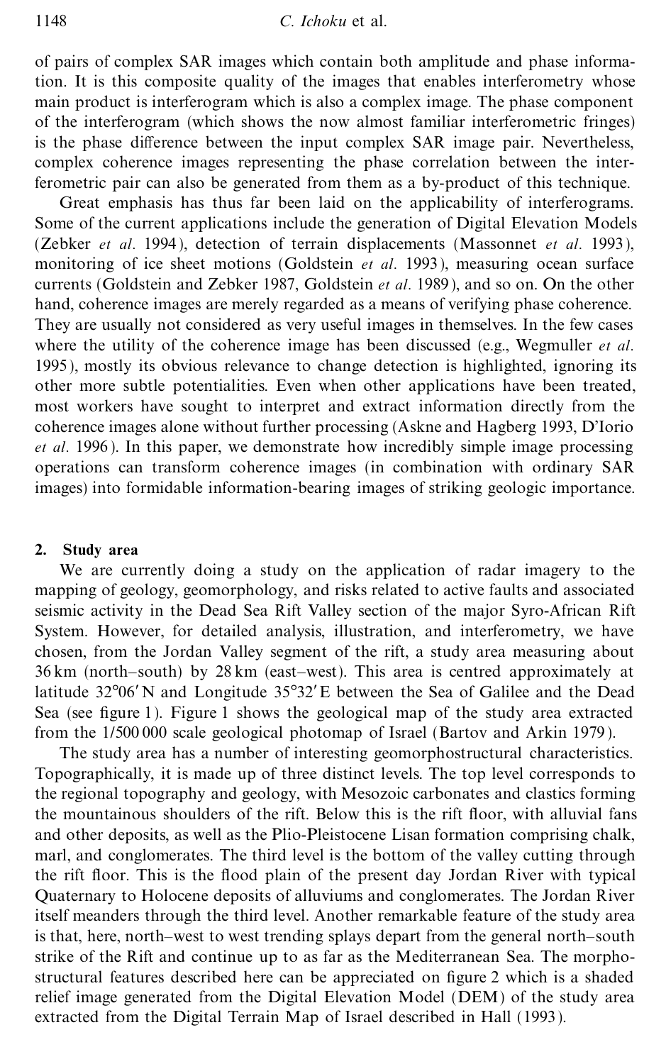of pairs of complex SAR images which contain both amplitude and phase information. It is this composite quality of the images that enables interferometry whose main product is interferogram which is also a complex image. The phase component of the interferogram (which shows the now almost familiar interferometric fringes) is the phase difference between the input complex SAR image pair. Nevertheless, complex coherence images representing the phase correlation between the interferometric pair can also be generated from them as a by-product of this technique.

Great emphasis has thus far been laid on the applicability of interferograms. Some of the current applications include the generation of Digital Elevation Models (Zebker *et al.* 1994), detection of terrain displacements (Massonnet *et al.* 1993), monitoring of ice sheet motions (Goldstein *et al.* 1993), measuring ocean surface currents (Goldstein and Zebker 1987, Goldstein *et al.* 1989), and so on. On the other hand, coherence images are merely regarded as a means of verifying phase coherence. They are usually not considered as very useful images in themselves. In the few cases where the utility of the coherence image has been discussed (e.g., Wegmuller *et al.* 1995), mostly its obvious relevance to change detection is highlighted, ignoring its other more subtle potentialities. Even when other applications have been treated, most workers have sought to interpret and extract information directly from the coherence images alone without further processing (Askne and Hagberg 1993, D'Iorio *et al.* 1996). In this paper, we demonstrate how incredibly simple image processing operations can transform coherence images (in combination with ordinary SAR images) into formidable information-bearing images of striking geologic importance.

## 2. Study area

We are currently doing a study on the application of radar imagery to the mapping of geology, geomorphology, and risks related to active faults and associated seismic activity in the Dead Sea Rift Valley section of the major Syro-African Rift System. However, for detailed analysis, illustration, and interferometry, we have chosen, from the Jordan Valley segment of the rift, a study area measuring about 36 km (north–south) by 28 km (east–west). This area is centred approximately at latitude 32°06′ N and Longitude 35°32′ E between the Sea of Galilee and the Dead Sea (see figure 1). Figure 1 shows the geological map of the study area extracted from the 1/500 000 scale geological photomap of Israel (Bartov and Arkin 1979).

The study area has a number of interesting geomorphostructural characteristics. Topographically, it is made up of three distinct levels. The top level corresponds to the regional topography and geology, with Mesozoic carbonates and clastics forming the mountainous shoulders of the rift. Below this is the rift floor, with alluvial fans and other deposits, as well as the Plio-Pleistocene Lisan formation comprising chalk, marl, and conglomerates. The third level is the bottom of the valley cutting through the rift floor. This is the flood plain of the present day Jordan River with typical Quaternary to Holocene deposits of alluviums and conglomerates. The Jordan River itself meanders through the third level. Another remarkable feature of the study area is that, here, north–west to west trending splays depart from the general north–south strike of the Rift and continue up to as far as the Mediterranean Sea. The morphostructural features described here can be appreciated on figure 2 which is a shaded relief image generated from the Digital Elevation Model (DEM) of the study area extracted from the Digital Terrain Map of Israel described in Hall (1993).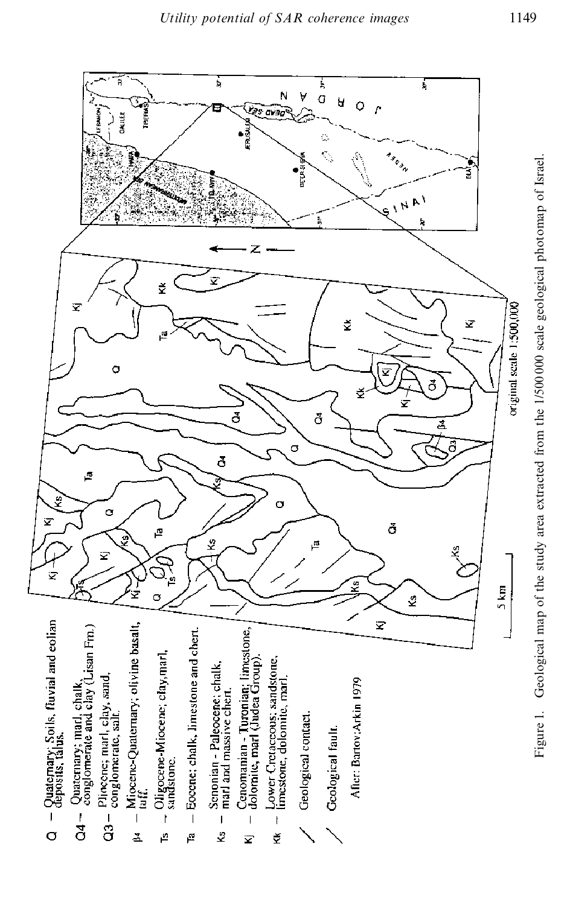Q — Quaternary; Soils, fluvial and eolian deposits, talus.

Q4 — Quaternary; marl, chalk, conglomerate and clay (Lisan Fm.)

Q3 — Pliocene; marl, clay, sand, conglomerate, salt.

β4 — Miocene-Quaternary; olivine basalt, tuff.

Ts — Oligocene-Miocene; clay, marl, sandstone.

Ta — Eocene; chalk, limestone and chert.

Ks — Senonian - Paleocene; chalk, marl and massive chert.

Kj — Cenomanian - Turonian; limestone, dolomite, marl (Judea Group).

Kk — Lower Cretaceous; sandstone, limestone, dolomite, marl.

Geological contact.

Geological fault.

After: Bartov;Arkin 1979

5 km

original scale 1:500,000

Figure 1. Geological map of the study area extracted from the 1/500 000 scale geological photomap of Israel.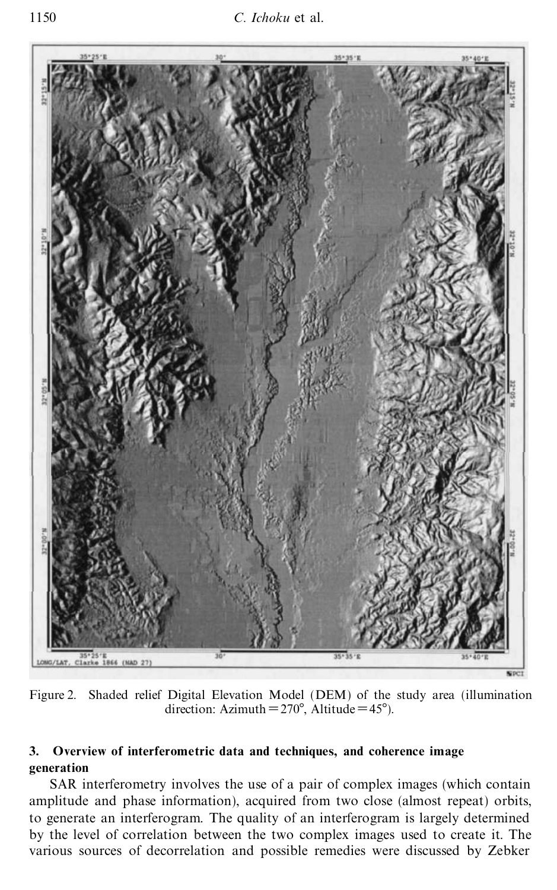Figure 2. Shaded relief Digital Elevation Model (DEM) of the study area (illumination direction: Azimuth = 270°, Altitude = 45°).

## 3. Overview of interferometric data and techniques, and coherence image generation

SAR interferometry involves the use of a pair of complex images (which contain amplitude and phase information), acquired from two close (almost repeat) orbits, to generate an interferogram. The quality of an interferogram is largely determined by the level of correlation between the two complex images used to create it. The various sources of decorrelation and possible remedies were discussed by Zebker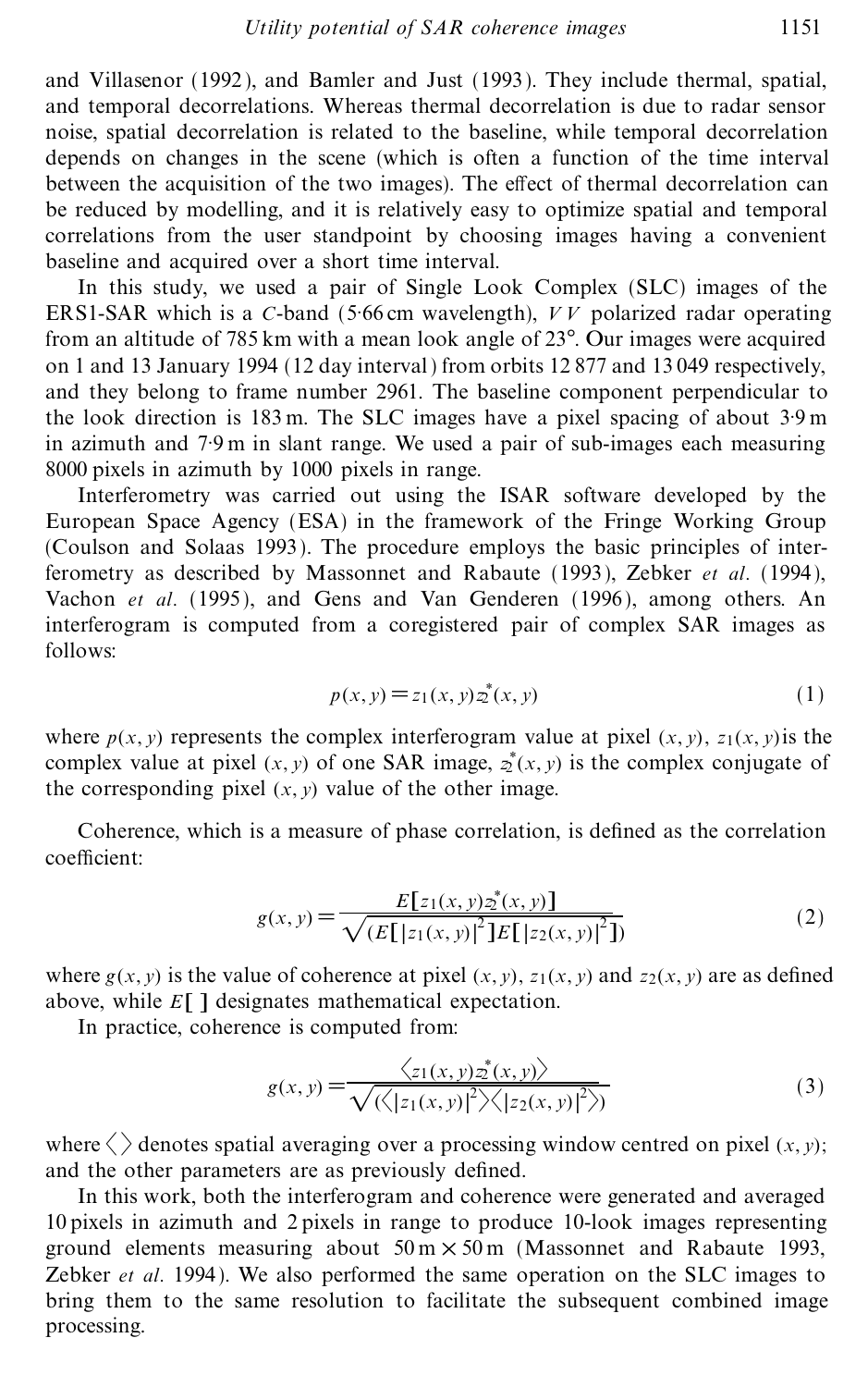and Villasenor (1992), and Bamler and Just (1993). They include thermal, spatial, and temporal decorrelations. Whereas thermal decorrelation is due to radar sensor noise, spatial decorrelation is related to the baseline, while temporal decorrelation depends on changes in the scene (which is often a function of the time interval between the acquisition of the two images). The effect of thermal decorrelation can be reduced by modelling, and it is relatively easy to optimize spatial and temporal correlations from the user standpoint by choosing images having a convenient baseline and acquired over a short time interval.

In this study, we used a pair of Single Look Complex (SLC) images of the ERS1-SAR which is a *C*-band (5·66 cm wavelength), *VV* polarized radar operating from an altitude of 785 km with a mean look angle of 23°. Our images were acquired on 1 and 13 January 1994 (12 day interval) from orbits 12 877 and 13 049 respectively, and they belong to frame number 2961. The baseline component perpendicular to the look direction is 183 m. The SLC images have a pixel spacing of about 3·9 m in azimuth and 7·9 m in slant range. We used a pair of sub-images each measuring 8000 pixels in azimuth by 1000 pixels in range.

Interferometry was carried out using the ISAR software developed by the European Space Agency (ESA) in the framework of the Fringe Working Group (Coulson and Solaas 1993). The procedure employs the basic principles of interferometry as described by Massonnet and Rabaute (1993), Zebker *et al.* (1994), Vachon *et al.* (1995), and Gens and Van Genderen (1996), among others. An interferogram is computed from a coregistered pair of complex SAR images as follows:

$$p(x, y) = z_1(x, y) z_2^*(x, y) \tag{1}$$

where $p(x, y)$ represents the complex interferogram value at pixel $(x, y)$, $z_1(x, y)$ is the complex value at pixel $(x, y)$ of one SAR image, $z_2^*(x, y)$ is the complex conjugate of the corresponding pixel $(x, y)$ value of the other image.

Coherence, which is a measure of phase correlation, is defined as the correlation coefficient:

$$g(x, y) = \frac{E[z_1(x, y) z_2^*(x, y)]}{\sqrt{(E[|z_1(x, y)|^2] E[|z_2(x, y)|^2])}} \tag{2}$$

where $g(x, y)$ is the value of coherence at pixel $(x, y)$, $z_1(x, y)$ and $z_2(x, y)$ are as defined above, while $E[\;]$ designates mathematical expectation.

In practice, coherence is computed from:

$$g(x, y) = \frac{\langle z_1(x, y) z_2^*(x, y) \rangle}{\sqrt{(\langle |z_1(x, y)|^2 \rangle \langle |z_2(x, y)|^2 \rangle)}} \tag{3}$$

where $\langle\,\rangle$ denotes spatial averaging over a processing window centred on pixel $(x, y)$; and the other parameters are as previously defined.

In this work, both the interferogram and coherence were generated and averaged 10 pixels in azimuth and 2 pixels in range to produce 10-look images representing ground elements measuring about 50 m × 50 m (Massonnet and Rabaute 1993, Zebker *et al.* 1994). We also performed the same operation on the SLC images to bring them to the same resolution to facilitate the subsequent combined image processing.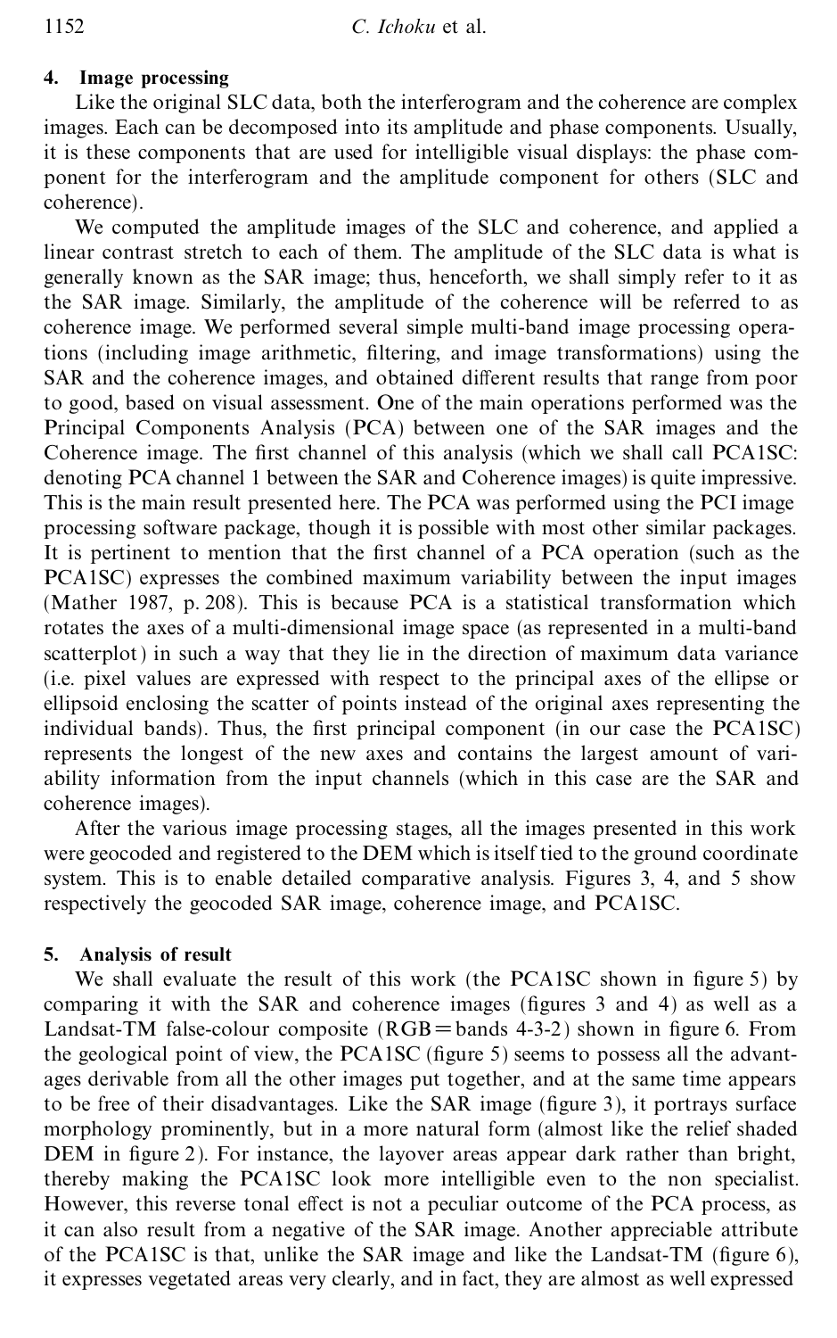## 4. Image processing

Like the original SLC data, both the interferogram and the coherence are complex images. Each can be decomposed into its amplitude and phase components. Usually, it is these components that are used for intelligible visual displays: the phase component for the interferogram and the amplitude component for others (SLC and coherence).

We computed the amplitude images of the SLC and coherence, and applied a linear contrast stretch to each of them. The amplitude of the SLC data is what is generally known as the SAR image; thus, henceforth, we shall simply refer to it as the SAR image. Similarly, the amplitude of the coherence will be referred to as coherence image. We performed several simple multi-band image processing operations (including image arithmetic, filtering, and image transformations) using the SAR and the coherence images, and obtained different results that range from poor to good, based on visual assessment. One of the main operations performed was the Principal Components Analysis (PCA) between one of the SAR images and the Coherence image. The first channel of this analysis (which we shall call PCA1SC: denoting PCA channel 1 between the SAR and Coherence images) is quite impressive. This is the main result presented here. The PCA was performed using the PCI image processing software package, though it is possible with most other similar packages. It is pertinent to mention that the first channel of a PCA operation (such as the PCA1SC) expresses the combined maximum variability between the input images (Mather 1987, p. 208). This is because PCA is a statistical transformation which rotates the axes of a multi-dimensional image space (as represented in a multi-band scatterplot) in such a way that they lie in the direction of maximum data variance (i.e. pixel values are expressed with respect to the principal axes of the ellipse or ellipsoid enclosing the scatter of points instead of the original axes representing the individual bands). Thus, the first principal component (in our case the PCA1SC) represents the longest of the new axes and contains the largest amount of variability information from the input channels (which in this case are the SAR and coherence images).

After the various image processing stages, all the images presented in this work were geocoded and registered to the DEM which is itself tied to the ground coordinate system. This is to enable detailed comparative analysis. Figures 3, 4, and 5 show respectively the geocoded SAR image, coherence image, and PCA1SC.

## 5. Analysis of result

We shall evaluate the result of this work (the PCA1SC shown in figure 5) by comparing it with the SAR and coherence images (figures 3 and 4) as well as a Landsat-TM false-colour composite (RGB = bands 4-3-2) shown in figure 6. From the geological point of view, the PCA1SC (figure 5) seems to possess all the advantages derivable from all the other images put together, and at the same time appears to be free of their disadvantages. Like the SAR image (figure 3), it portrays surface morphology prominently, but in a more natural form (almost like the relief shaded DEM in figure 2). For instance, the layover areas appear dark rather than bright, thereby making the PCA1SC look more intelligible even to the non specialist. However, this reverse tonal effect is not a peculiar outcome of the PCA process, as it can also result from a negative of the SAR image. Another appreciable attribute of the PCA1SC is that, unlike the SAR image and like the Landsat-TM (figure 6), it expresses vegetated areas very clearly, and in fact, they are almost as well expressed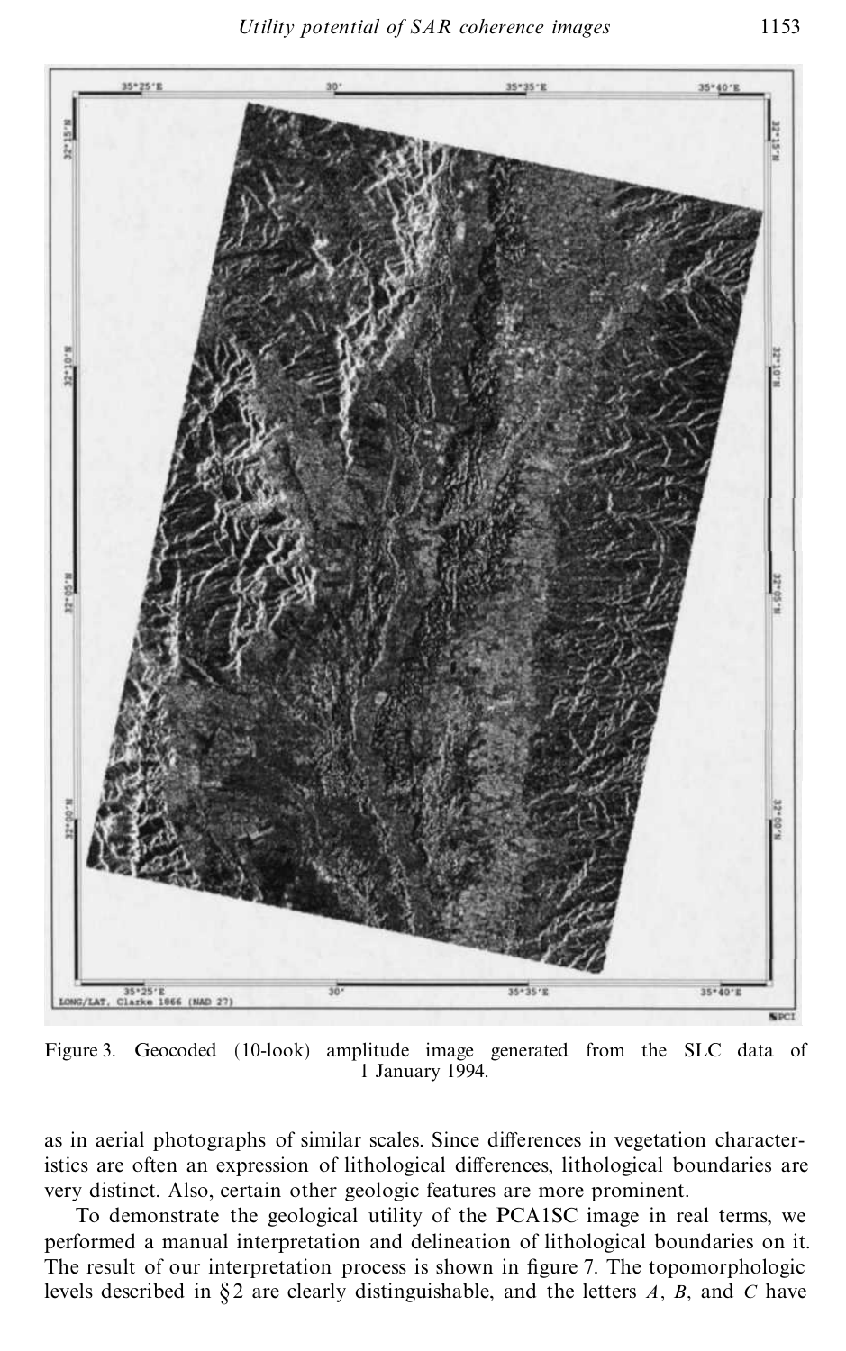Figure 3. Geocoded (10-look) amplitude image generated from the SLC data of 1 January 1994.

as in aerial photographs of similar scales. Since differences in vegetation characteristics are often an expression of lithological differences, lithological boundaries are very distinct. Also, certain other geologic features are more prominent.

To demonstrate the geological utility of the PCA1SC image in real terms, we performed a manual interpretation and delineation of lithological boundaries on it. The result of our interpretation process is shown in figure 7. The topomorphologic levels described in §2 are clearly distinguishable, and the letters *A*, *B*, and *C* have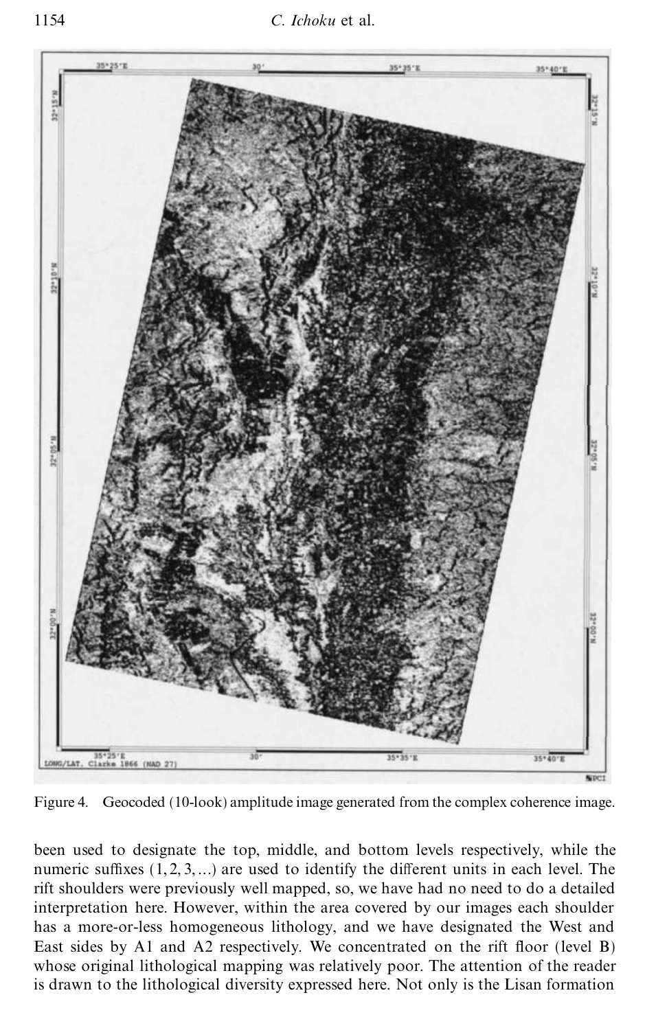Figure 4. Geocoded (10-look) amplitude image generated from the complex coherence image.

been used to designate the top, middle, and bottom levels respectively, while the numeric suffixes (1, 2, 3, ...) are used to identify the different units in each level. The rift shoulders were previously well mapped, so, we have had no need to do a detailed interpretation here. However, within the area covered by our images each shoulder has a more-or-less homogeneous lithology, and we have designated the West and East sides by A1 and A2 respectively. We concentrated on the rift floor (level B) whose original lithological mapping was relatively poor. The attention of the reader is drawn to the lithological diversity expressed here. Not only is the Lisan formation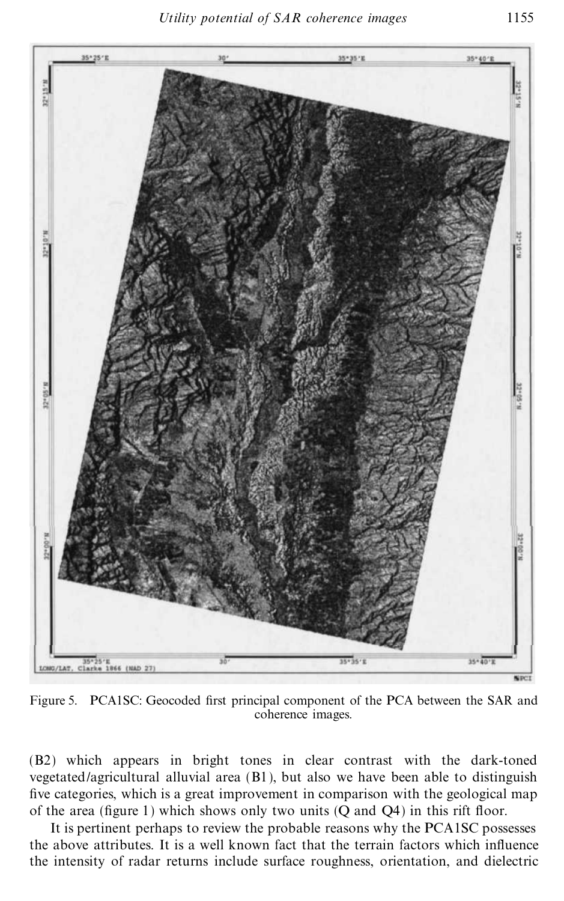Figure 5. PCA1SC: Geocoded first principal component of the PCA between the SAR and coherence images.

(B2) which appears in bright tones in clear contrast with the dark-toned vegetated/agricultural alluvial area (B1), but also we have been able to distinguish five categories, which is a great improvement in comparison with the geological map of the area (figure 1) which shows only two units (Q and Q4) in this rift floor.

It is pertinent perhaps to review the probable reasons why the PCA1SC possesses the above attributes. It is a well known fact that the terrain factors which influence the intensity of radar returns include surface roughness, orientation, and dielectric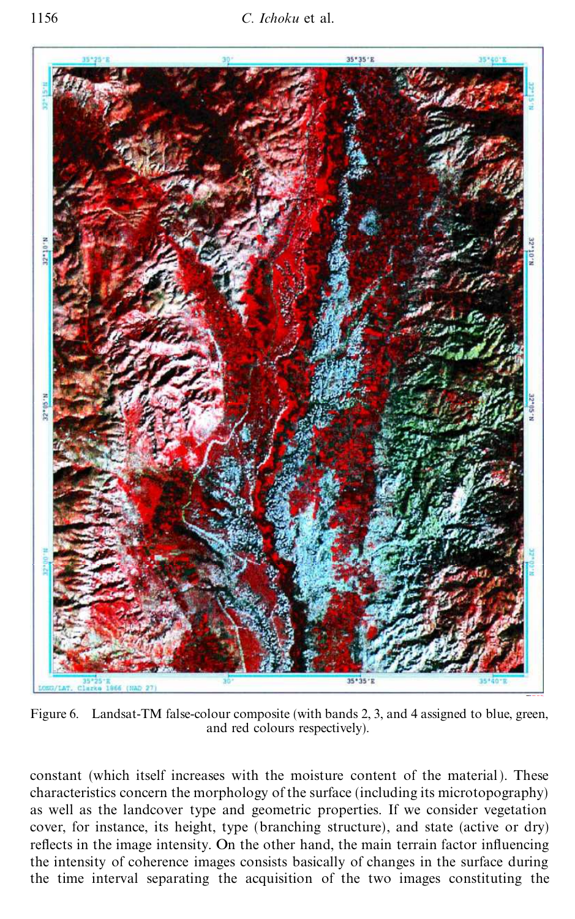Figure 6. Landsat-TM false-colour composite (with bands 2, 3, and 4 assigned to blue, green, and red colours respectively).

constant (which itself increases with the moisture content of the material). These characteristics concern the morphology of the surface (including its microtopography) as well as the landcover type and geometric properties. If we consider vegetation cover, for instance, its height, type (branching structure), and state (active or dry) reflects in the image intensity. On the other hand, the main terrain factor influencing the intensity of coherence images consists basically of changes in the surface during the time interval separating the acquisition of the two images constituting the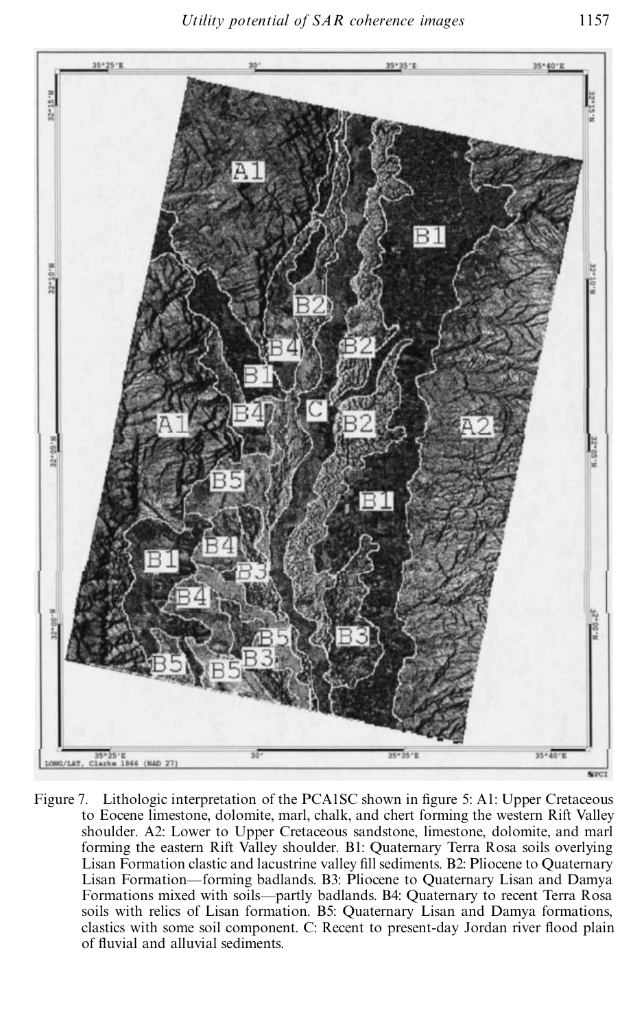Figure 7. Lithologic interpretation of the PCA1SC shown in figure 5: A1: Upper Cretaceous to Eocene limestone, dolomite, marl, chalk, and chert forming the western Rift Valley shoulder. A2: Lower to Upper Cretaceous sandstone, limestone, dolomite, and marl forming the eastern Rift Valley shoulder. B1: Quaternary Terra Rosa soils overlying Lisan Formation clastic and lacustrine valley fill sediments. B2: Pliocene to Quaternary Lisan Formation—forming badlands. B3: Pliocene to Quaternary Lisan and Damya Formations mixed with soils—partly badlands. B4: Quaternary to recent Terra Rosa soils with relics of Lisan formation. B5: Quaternary Lisan and Damya formations, clastics with some soil component. C: Recent to present-day Jordan river flood plain of fluvial and alluvial sediments.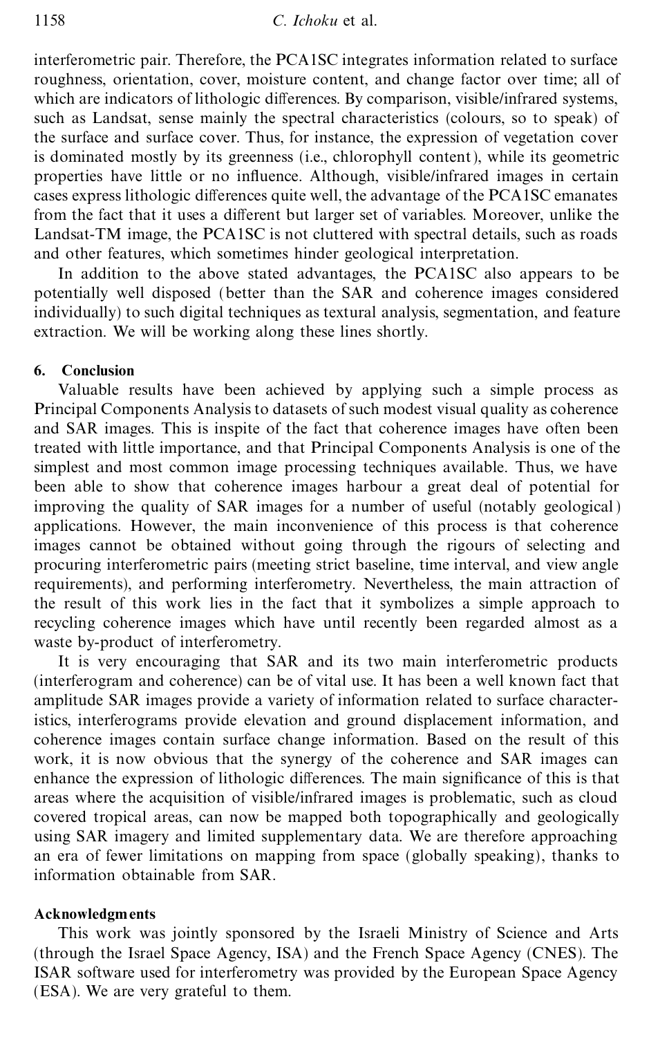interferometric pair. Therefore, the PCA1SC integrates information related to surface roughness, orientation, cover, moisture content, and change factor over time; all of which are indicators of lithologic differences. By comparison, visible/infrared systems, such as Landsat, sense mainly the spectral characteristics (colours, so to speak) of the surface and surface cover. Thus, for instance, the expression of vegetation cover is dominated mostly by its greenness (i.e., chlorophyll content), while its geometric properties have little or no influence. Although, visible/infrared images in certain cases express lithologic differences quite well, the advantage of the PCA1SC emanates from the fact that it uses a different but larger set of variables. Moreover, unlike the Landsat-TM image, the PCA1SC is not cluttered with spectral details, such as roads and other features, which sometimes hinder geological interpretation.

In addition to the above stated advantages, the PCA1SC also appears to be potentially well disposed (better than the SAR and coherence images considered individually) to such digital techniques as textural analysis, segmentation, and feature extraction. We will be working along these lines shortly.

## 6. Conclusion

Valuable results have been achieved by applying such a simple process as Principal Components Analysis to datasets of such modest visual quality as coherence and SAR images. This is inspite of the fact that coherence images have often been treated with little importance, and that Principal Components Analysis is one of the simplest and most common image processing techniques available. Thus, we have been able to show that coherence images harbour a great deal of potential for improving the quality of SAR images for a number of useful (notably geological) applications. However, the main inconvenience of this process is that coherence images cannot be obtained without going through the rigours of selecting and procuring interferometric pairs (meeting strict baseline, time interval, and view angle requirements), and performing interferometry. Nevertheless, the main attraction of the result of this work lies in the fact that it symbolizes a simple approach to recycling coherence images which have until recently been regarded almost as a waste by-product of interferometry.

It is very encouraging that SAR and its two main interferometric products (interferogram and coherence) can be of vital use. It has been a well known fact that amplitude SAR images provide a variety of information related to surface characteristics, interferograms provide elevation and ground displacement information, and coherence images contain surface change information. Based on the result of this work, it is now obvious that the synergy of the coherence and SAR images can enhance the expression of lithologic differences. The main significance of this is that areas where the acquisition of visible/infrared images is problematic, such as cloud covered tropical areas, can now be mapped both topographically and geologically using SAR imagery and limited supplementary data. We are therefore approaching an era of fewer limitations on mapping from space (globally speaking), thanks to information obtainable from SAR.

## Acknowledgments

This work was jointly sponsored by the Israeli Ministry of Science and Arts (through the Israel Space Agency, ISA) and the French Space Agency (CNES). The ISAR software used for interferometry was provided by the European Space Agency (ESA). We are very grateful to them.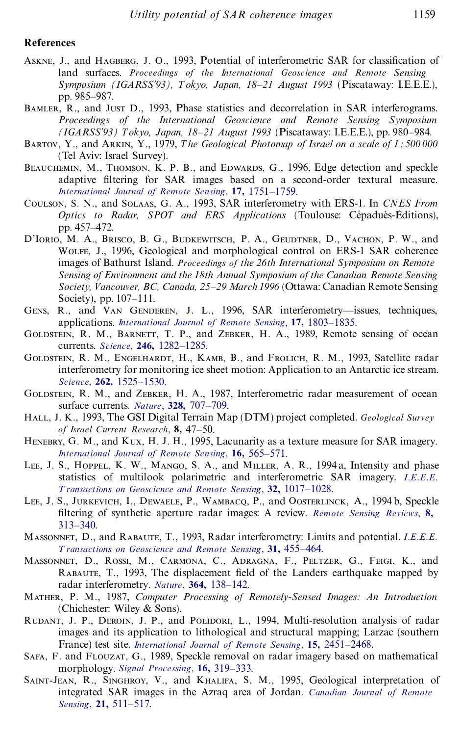## References

Askne, J., and Hagberg, J. O., 1993, Potential of interferometric SAR for classification of land surfaces. *Proceedings of the International Geoscience and Remote Sensing Symposium (IGARSS'93), Tokyo, Japan, 18–21 August 1993* (Piscataway: I.E.E.E.), pp. 985–987.

Bamler, R., and Just D., 1993, Phase statistics and decorrelation in SAR interferograms. *Proceedings of the International Geoscience and Remote Sensing Symposium (IGARSS'93) Tokyo, Japan, 18–21 August 1993* (Piscataway: I.E.E.E.), pp. 980–984.

Bartov, Y., and Arkin, Y., 1979, *The Geological Photomap of Israel on a scale of 1 : 500 000* (Tel Aviv: Israel Survey).

Beauchemin, M., Thomson, K. P. B., and Edwards, G., 1996, Edge detection and speckle adaptive filtering for SAR images based on a second-order textural measure. *International Journal of Remote Sensing*, **17,** 1751–1759.

Coulson, S. N., and Solaas, G. A., 1993, SAR interferometry with ERS-1. In *CNES From Optics to Radar, SPOT and ERS Applications* (Toulouse: Cépaduès-Éditions), pp. 457–472.

D'Iorio, M. A., Brisco, B. G., Budkewitsch, P. A., Geudtner, D., Vachon, P. W., and Wolfe, J., 1996, Geological and morphological control on ERS-1 SAR coherence images of Bathurst Island. *Proceedings of the 26th International Symposium on Remote Sensing of Environment and the 18th Annual Symposium of the Canadian Remote Sensing Society, Vancouver, BC, Canada, 25–29 March 1996* (Ottawa: Canadian Remote Sensing Society), pp. 107–111.

Gens, R., and Van Genderen, J. L., 1996, SAR interferometry—issues, techniques, applications. *International Journal of Remote Sensing*, **17,** 1803–1835.

Goldstein, R. M., Barnett, T. P., and Zebker, H. A., 1989, Remote sensing of ocean currents. *Science*, **246,** 1282–1285.

Goldstein, R. M., Engelhardt, H., Kamb, B., and Frolich, R. M., 1993, Satellite radar interferometry for monitoring ice sheet motion: Application to an Antarctic ice stream. *Science*, **262,** 1525–1530.

Goldstein, R. M., and Zebker, H. A., 1987, Interferometric radar measurement of ocean surface currents. *Nature*, **328,** 707–709.

Hall, J. K., 1993, The GSI Digital Terrain Map (DTM) project completed. *Geological Survey of Israel Current Research*, **8,** 47–50.

Henebry, G. M., and Kux, H. J. H., 1995, Lacunarity as a texture measure for SAR imagery. *International Journal of Remote Sensing*, **16,** 565–571.

Lee, J. S., Hoppel, K. W., Mango, S. A., and Miller, A. R., 1994 a, Intensity and phase statistics of multilook polarimetric and interferometric SAR imagery. *I.E.E.E. Transactions on Geoscience and Remote Sensing*, **32,** 1017–1028.

Lee, J. S., Jurkevich, I., Dewaele, P., Wambacq, P., and Oosterlinck, A., 1994 b, Speckle filtering of synthetic aperture radar images: A review. *Remote Sensing Reviews*, **8,** 313–340.

Massonnet, D., and Rabaute, T., 1993, Radar interferometry: Limits and potential. *I.E.E.E. Transactions on Geoscience and Remote Sensing*, **31,** 455–464.

Massonnet, D., Rossi, M., Carmona, C., Adragna, F., Peltzer, G., Feigi, K., and Rabaute, T., 1993, The displacement field of the Landers earthquake mapped by radar interferometry. *Nature*, **364,** 138–142.

Mather, P. M., 1987, *Computer Processing of Remotely-Sensed Images: An Introduction* (Chichester: Wiley & Sons).

Rudant, J. P., Deroin, J. P., and Polidori, L., 1994, Multi-resolution analysis of radar images and its application to lithological and structural mapping; Larzac (southern France) test site. *International Journal of Remote Sensing*, **15,** 2451–2468.

Safa, F. and Flouzat, G., 1989, Speckle removal on radar imagery based on mathematical morphology. *Signal Processing*, **16,** 319–333.

Saint-Jean, R., Singhroy, V., and Khalifa, S. M., 1995, Geological interpretation of integrated SAR images in the Azraq area of Jordan. *Canadian Journal of Remote Sensing*, **21,** 511–517.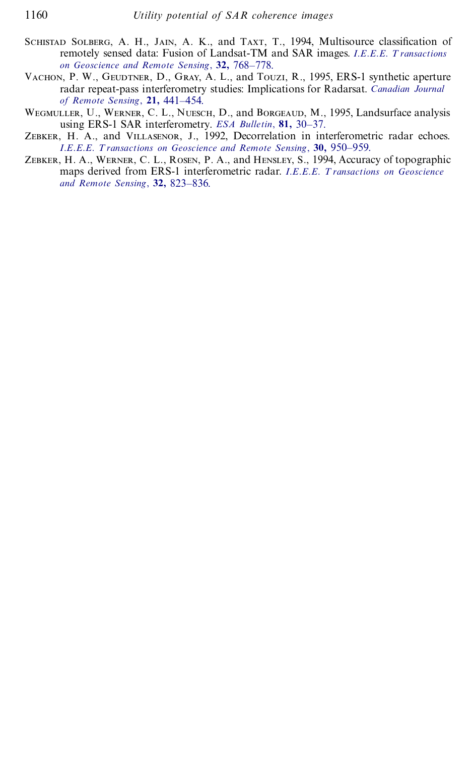Schistad Solberg, A. H., Jain, A. K., and Taxt, T., 1994, Multisource classification of remotely sensed data: Fusion of Landsat-TM and SAR images. *I.E.E.E. Transactions on Geoscience and Remote Sensing*, **32,** 768–778.

Vachon, P. W., Geudtner, D., Gray, A. L., and Touzi, R., 1995, ERS-1 synthetic aperture radar repeat-pass interferometry studies: Implications for Radarsat. *Canadian Journal of Remote Sensing*, **21,** 441–454.

Wegmuller, U., Werner, C. L., Nuesch, D., and Borgeaud, M., 1995, Landsurface analysis using ERS-1 SAR interferometry. *ESA Bulletin*, **81,** 30–37.

Zebker, H. A., and Villasenor, J., 1992, Decorrelation in interferometric radar echoes. *I.E.E.E. Transactions on Geoscience and Remote Sensing*, **30,** 950–959.

Zebker, H. A., Werner, C. L., Rosen, P. A., and Hensley, S., 1994, Accuracy of topographic maps derived from ERS-1 interferometric radar. *I.E.E.E. Transactions on Geoscience and Remote Sensing*, **32,** 823–836.